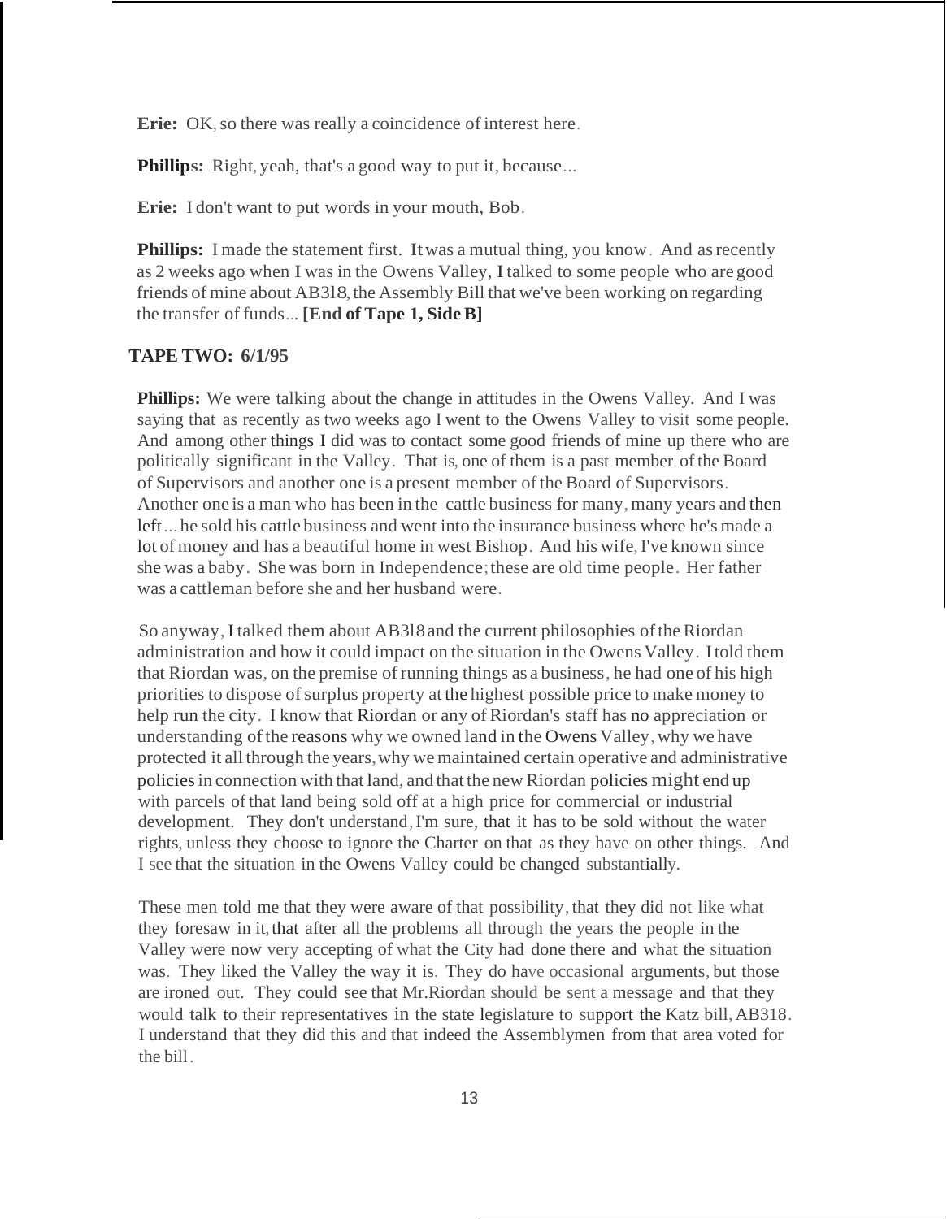**Erie:** OK, so there was really a coincidence of interest here.

**Phillips:** Right, yeah, that's a good way to put it, because...

**Erie:** I don't want to put words in your mouth, Bob.

**Phillips:** I made the statement first. It was a mutual thing, you know. And as recently as 2 weeks ago when I was in the Owens Valley, I talked to some people who are good friends of mine about AB318, the Assembly Bill that we've been working on regarding the transfer of funds... **[End of Tape 1, Side B]**

**TAPE TWO: 6/1/95**

**Phillips:** We were talking about the change in attitudes in the Owens Valley. And I was saying that as recently as two weeks ago I went to the Owens Valley to visit some people. And among other things I did was to contact some good friends of mine up there who are politically significant in the Valley. That is, one of them is a past member of the Board of Supervisors and another one is a present member of the Board of Supervisors. Another one is a man who has been in the cattle business for many, many years and then left... he sold his cattle business and went into the insurance business where he's made a lot of money and has a beautiful home in west Bishop. And his wife, I've known since she was a baby. She was born in Independence; these are old time people. Her father was a cattleman before she and her husband were.

So anyway, I talked them about AB318 and the current philosophies of the Riordan administration and how it could impact on the situation in the Owens Valley. I told them that Riordan was, on the premise of running things as a business, he had one of his high priorities to dispose of surplus property at the highest possible price to make money to help run the city. I know that Riordan or any of Riordan's staff has no appreciation or understanding of the reasons why we owned land in the Owens Valley, why we have protected it all through the years, why we maintained certain operative and administrative policies in connection with that land, and that the new Riordan policies might end up with parcels of that land being sold off at a high price for commercial or industrial development. They don't understand, I'm sure, that it has to be sold without the water rights, unless they choose to ignore the Charter on that as they have on other things. And I see that the situation in the Owens Valley could be changed substantially.

These men told me that they were aware of that possibility, that they did not like what they foresaw in it, that after all the problems all through the years the people in the Valley were now very accepting of what the City had done there and what the situation was. They liked the Valley the way it is. They do have occasional arguments, but those are ironed out. They could see that Mr. Riordan should be sent a message and that they would talk to their representatives in the state legislature to support the Katz bill, AB318. I understand that they did this and that indeed the Assemblymen from that area voted for the bill.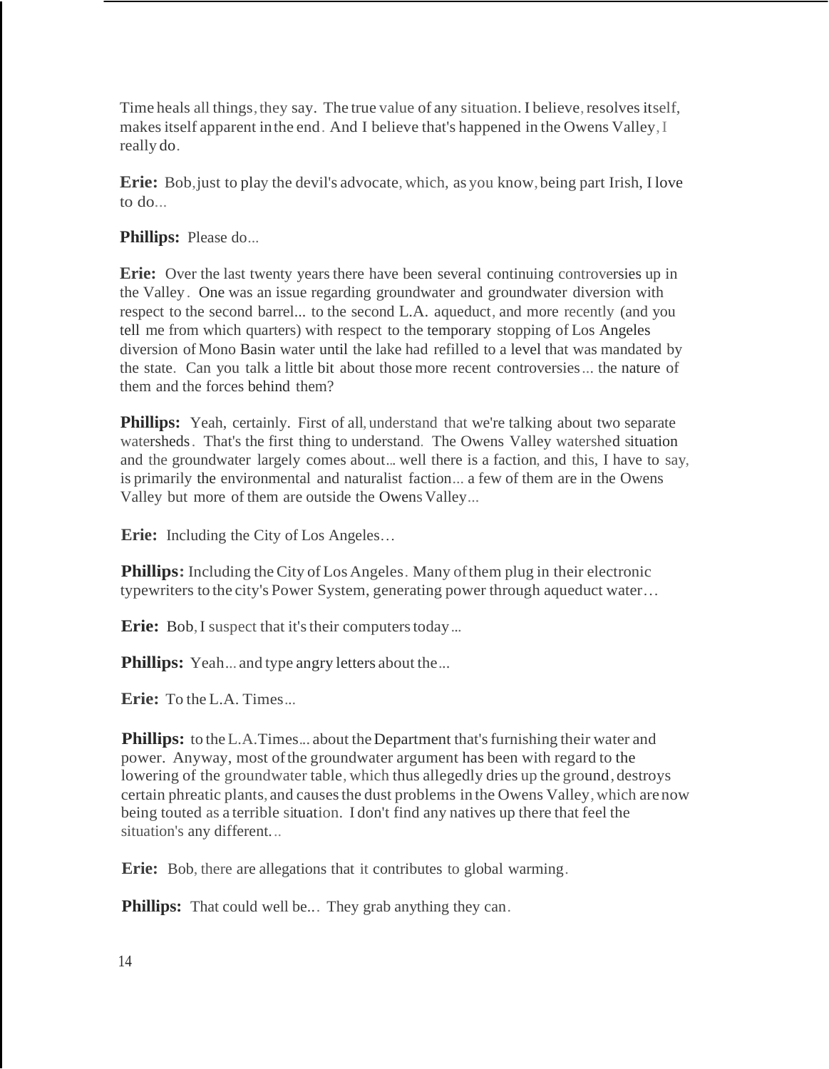Time heals all things, they say. The true value of any situation. I believe, resolves itself, makes itself apparent in the end. And I believe that's happened in the Owens Valley, I really do.

**Erie:** Bob, just to play the devil's advocate, which, as you know, being part Irish, I love to do...

**Phillips:** Please do...

**Erie:** Over the last twenty years there have been several continuing controversies up in the Valley. One was an issue regarding groundwater and groundwater diversion with respect to the second barrel... to the second L.A. aqueduct, and more recently (and you tell me from which quarters) with respect to the temporary stopping of Los Angeles diversion of Mono Basin water until the lake had refilled to a level that was mandated by the state. Can you talk a little bit about those more recent controversies... the nature of them and the forces behind them?

**Phillips:** Yeah, certainly. First of all, understand that we're talking about two separate watersheds. That's the first thing to understand. The Owens Valley watershed situation and the groundwater largely comes about... well there is a faction, and this, I have to say, is primarily the environmental and naturalist faction... a few of them are in the Owens Valley but more of them are outside the Owens Valley...

**Erie:** Including the City of Los Angeles…

**Phillips:** Including the City of Los Angeles. Many of them plug in their electronic typewriters to the city's Power System, generating power through aqueduct water…

**Erie:** Bob, I suspect that it's their computers today...

**Phillips:** Yeah... and type angry letters about the...

**Erie:** To the L.A. Times...

**Phillips:** to the L.A.Times... about the Department that's furnishing their water and power. Anyway, most of the groundwater argument has been with regard to the lowering of the groundwater table, which thus allegedly dries up the ground, destroys certain phreatic plants, and causes the dust problems in the Owens Valley, which are now being touted as a terrible situation. I don't find any natives up there that feel the situation's any different...

**Erie:** Bob, there are allegations that it contributes to global warming.

**Phillips:** That could well be... They grab anything they can.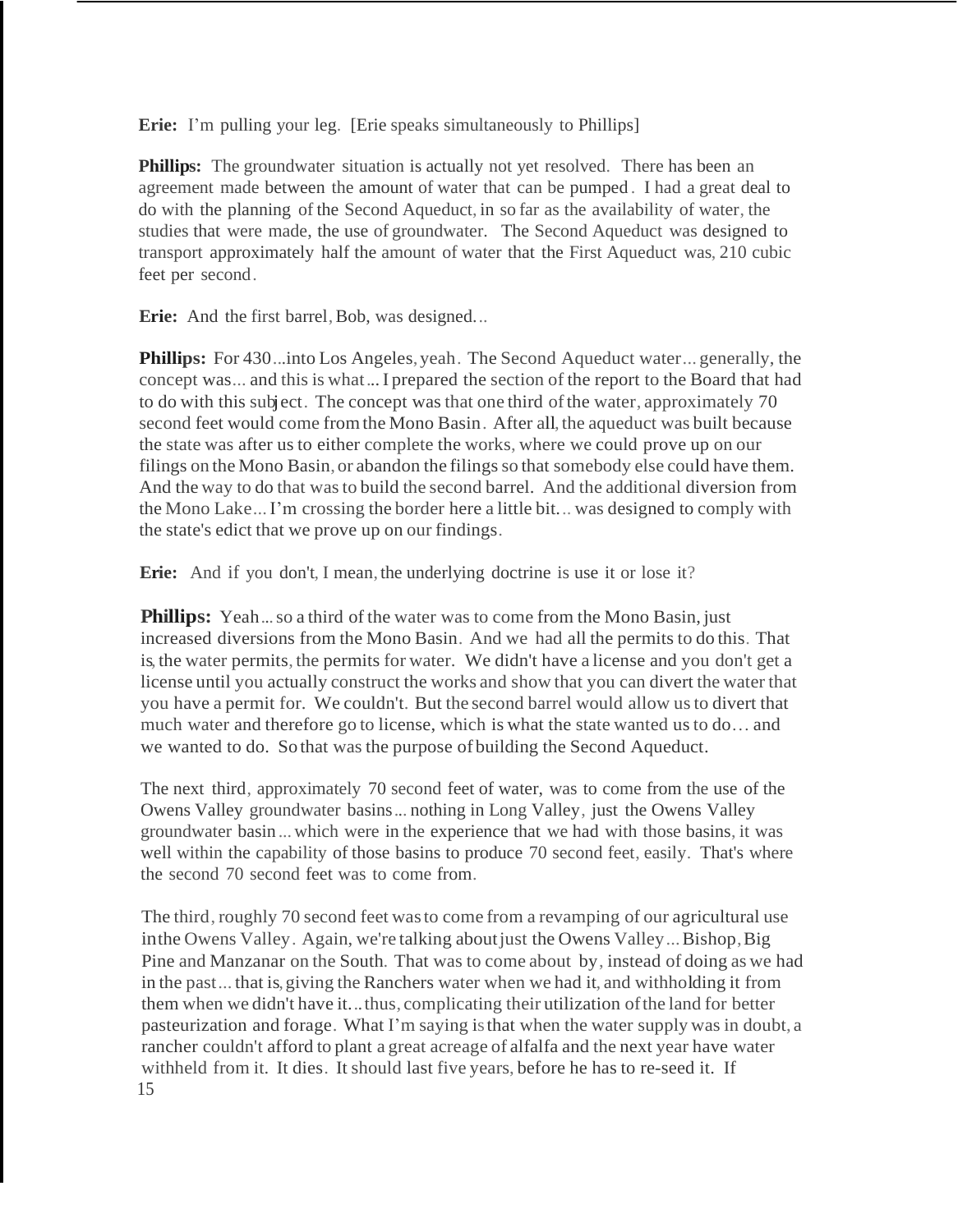**Erie:** I'm pulling your leg. [Erie speaks simultaneously to Phillips]

**Phillips:** The groundwater situation is actually not yet resolved. There has been an agreement made between the amount of water that can be pumped. I had a great deal to do with the planning of the Second Aqueduct, in so far as the availability of water, the studies that were made, the use of groundwater. The Second Aqueduct was designed to transport approximately half the amount of water that the First Aqueduct was, 210 cubic feet per second.

**Erie:** And the first barrel, Bob, was designed...

**Phillips:** For 430...into Los Angeles, yeah. The Second Aqueduct water... generally, the concept was... and this is what... I prepared the section of the report to the Board that had to do with this subject. The concept was that one third of the water, approximately 70 second feet would come from the Mono Basin. After all, the aqueduct was built because the state was after us to either complete the works, where we could prove up on our filings on the Mono Basin, or abandon the filings so that somebody else could have them. And the way to do that was to build the second barrel. And the additional diversion from the Mono Lake... I'm crossing the border here a little bit... was designed to comply with the state's edict that we prove up on our findings.

**Erie:** And if you don't, I mean, the underlying doctrine is use it or lose it?

**Phillips:** Yeah... so a third of the water was to come from the Mono Basin, just increased diversions from the Mono Basin. And we had all the permits to do this. That is, the water permits, the permits for water. We didn't have a license and you don't get a license until you actually construct the works and show that you can divert the water that you have a permit for. We couldn't. But the second barrel would allow us to divert that much water and therefore go to license, which is what the state wanted us to do… and we wanted to do. So that was the purpose of building the Second Aqueduct.

The next third, approximately 70 second feet of water, was to come from the use of the Owens Valley groundwater basins... nothing in Long Valley, just the Owens Valley groundwater basin... which were in the experience that we had with those basins, it was well within the capability of those basins to produce 70 second feet, easily. That's where the second 70 second feet was to come from.

The third, roughly 70 second feet was to come from a revamping of our agricultural use in the Owens Valley. Again, we're talking about just the Owens Valley... Bishop, Big Pine and Manzanar on the South. That was to come about by, instead of doing as we had in the past... that is, giving the Ranchers water when we had it, and withholding it from them when we didn't have it... thus, complicating their utilization of the land for better pasteurization and forage. What I'm saying is that when the water supply was in doubt, a rancher couldn't afford to plant a great acreage of alfalfa and the next year have water withheld from it. It dies. It should last five years, before he has to re-seed it. If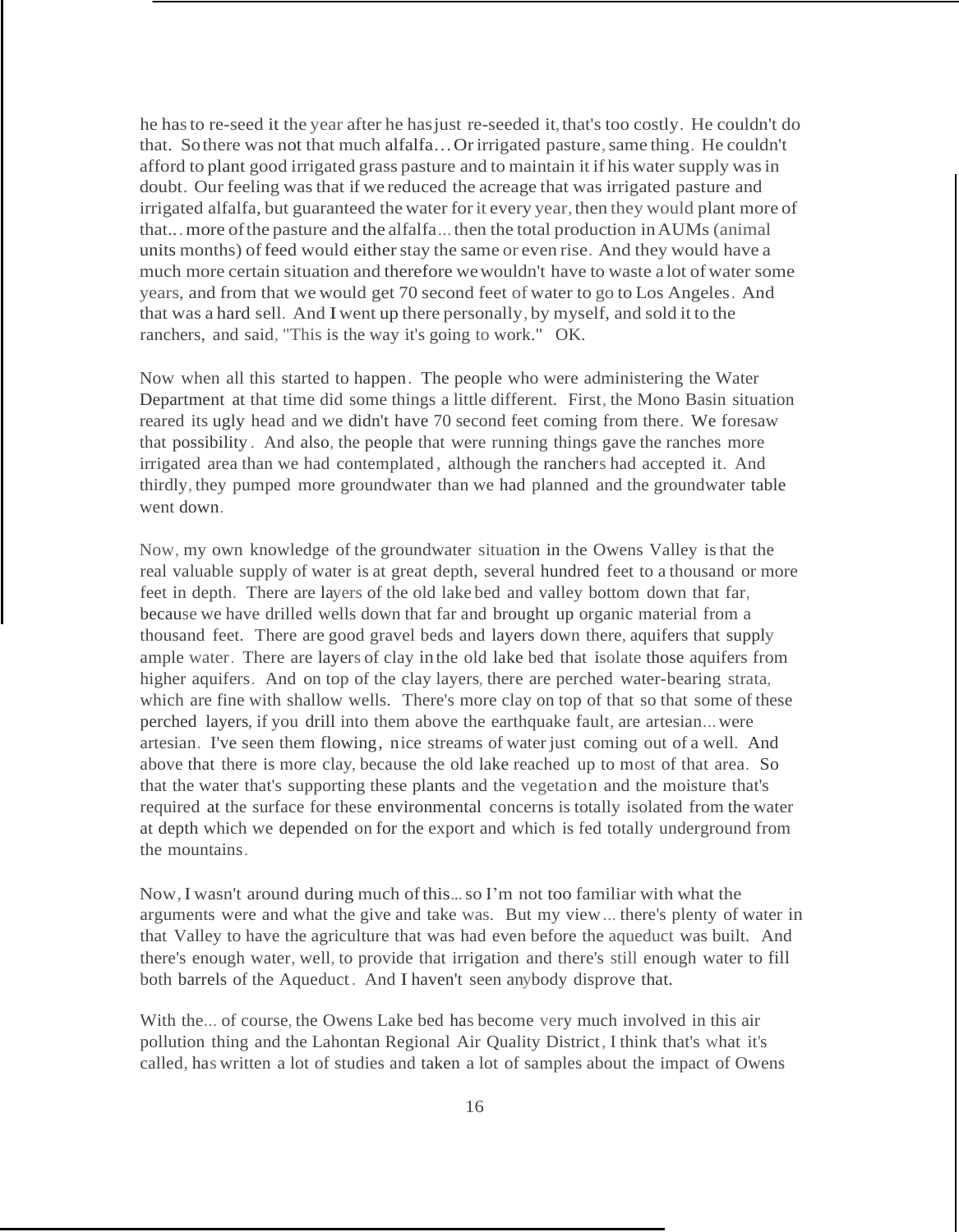he has to re-seed it the year after he has just re-seeded it, that's too costly. He couldn't do that. So there was not that much alfalfa... Or irrigated pasture, same thing. He couldn't afford to plant good irrigated grass pasture and to maintain it if his water supply was in doubt. Our feeling was that if we reduced the acreage that was irrigated pasture and irrigated alfalfa, but guaranteed the water for it every year, then they would plant more of that... more of the pasture and the alfalfa... then the total production in AUMs (animal units months) of feed would either stay the same or even rise. And they would have a much more certain situation and therefore we wouldn't have to waste a lot of water some years, and from that we would get 70 second feet of water to go to Los Angeles. And that was a hard sell. And I went up there personally, by myself, and sold it to the ranchers, and said, "This is the way it's going to work." OK.

Now when all this started to happen. The people who were administering the Water Department at that time did some things a little different. First, the Mono Basin situation reared its ugly head and we didn't have 70 second feet coming from there. We foresaw that possibility. And also, the people that were running things gave the ranches more irrigated area than we had contemplated, although the ranchers had accepted it. And thirdly, they pumped more groundwater than we had planned and the groundwater table went down.

Now, my own knowledge of the groundwater situation in the Owens Valley is that the real valuable supply of water is at great depth, several hundred feet to a thousand or more feet in depth. There are layers of the old lake bed and valley bottom down that far, because we have drilled wells down that far and brought up organic material from a thousand feet. There are good gravel beds and layers down there, aquifers that supply ample water. There are layers of clay in the old lake bed that isolate those aquifers from higher aquifers. And on top of the clay layers, there are perched water-bearing strata, which are fine with shallow wells. There's more clay on top of that so that some of these perched layers, if you drill into them above the earthquake fault, are artesian... were artesian. I've seen them flowing, nice streams of water just coming out of a well. And above that there is more clay, because the old lake reached up to most of that area. So that the water that's supporting these plants and the vegetation and the moisture that's required at the surface for these environmental concerns is totally isolated from the water at depth which we depended on for the export and which is fed totally underground from the mountains.

Now, I wasn't around during much of this... so I'm not too familiar with what the arguments were and what the give and take was. But my view... there's plenty of water in that Valley to have the agriculture that was had even before the aqueduct was built. And there's enough water, well, to provide that irrigation and there's still enough water to fill both barrels of the Aqueduct. And I haven't seen anybody disprove that.

With the... of course, the Owens Lake bed has become very much involved in this air pollution thing and the Lahontan Regional Air Quality District, I think that's what it's called, has written a lot of studies and taken a lot of samples about the impact of Owens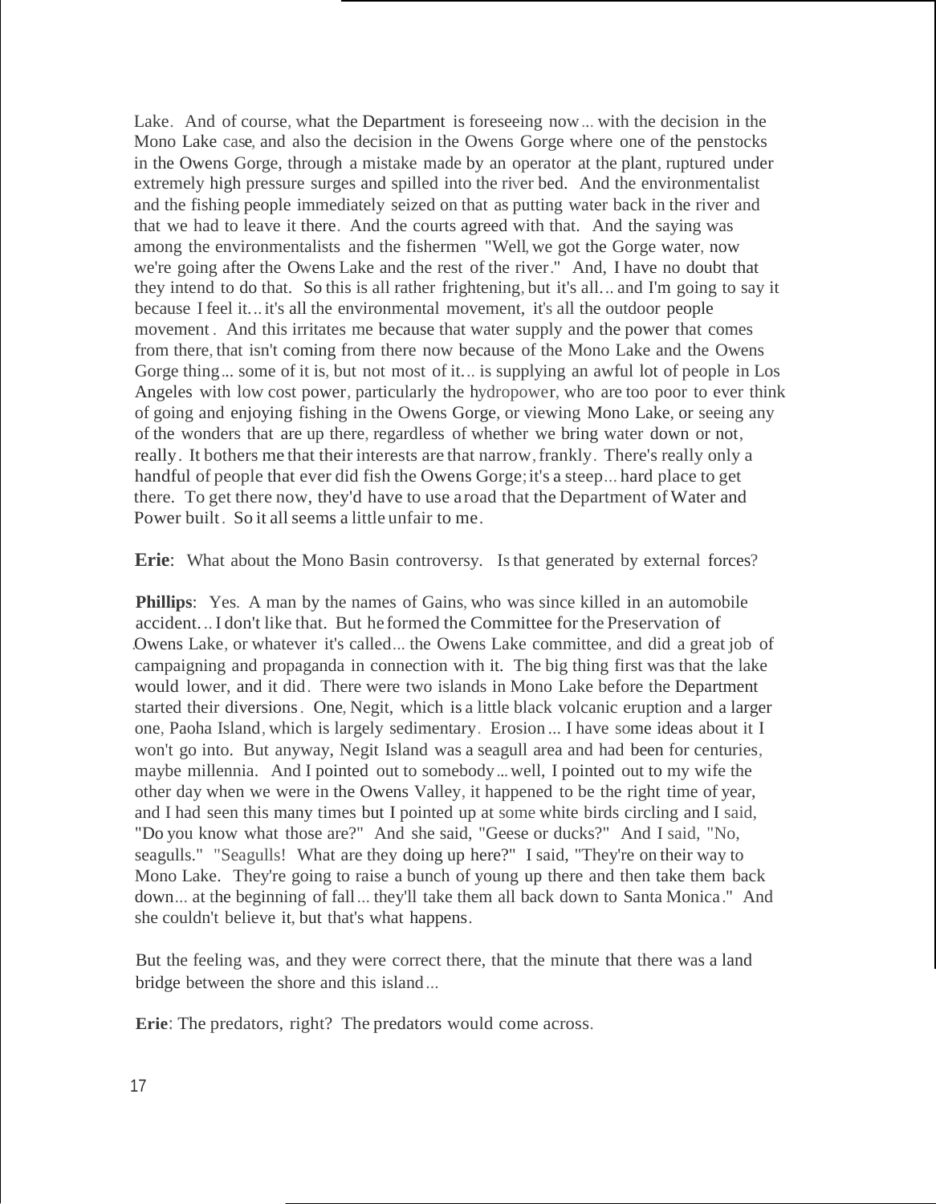Lake. And of course, what the Department is foreseeing now... with the decision in the Mono Lake case, and also the decision in the Owens Gorge where one of the penstocks in the Owens Gorge, through a mistake made by an operator at the plant, ruptured under extremely high pressure surges and spilled into the river bed. And the environmentalist and the fishing people immediately seized on that as putting water back in the river and that we had to leave it there. And the courts agreed with that. And the saying was among the environmentalists and the fishermen "Well, we got the Gorge water, now we're going after the Owens Lake and the rest of the river." And, I have no doubt that they intend to do that. So this is all rather frightening, but it's all... and I'm going to say it because I feel it... it's all the environmental movement, it's all the outdoor people movement. And this irritates me because that water supply and the power that comes from there, that isn't coming from there now because of the Mono Lake and the Owens Gorge thing... some of it is, but not most of it... is supplying an awful lot of people in Los Angeles with low cost power, particularly the hydropower, who are too poor to ever think of going and enjoying fishing in the Owens Gorge, or viewing Mono Lake, or seeing any of the wonders that are up there, regardless of whether we bring water down or not, really. It bothers me that their interests are that narrow, frankly. There's really only a handful of people that ever did fish the Owens Gorge; it's a steep... hard place to get there. To get there now, they'd have to use a road that the Department of Water and Power built. So it all seems a little unfair to me.

**Erie**: What about the Mono Basin controversy. Is that generated by external forces?

**Phillips**: Yes. A man by the names of Gains, who was since killed in an automobile accident... I don't like that. But he formed the Committee for the Preservation of Owens Lake, or whatever it's called... the Owens Lake committee, and did a great job of campaigning and propaganda in connection with it. The big thing first was that the lake would lower, and it did. There were two islands in Mono Lake before the Department started their diversions. One, Negit, which is a little black volcanic eruption and a larger one, Paoha Island, which is largely sedimentary. Erosion... I have some ideas about it I won't go into. But anyway, Negit Island was a seagull area and had been for centuries, maybe millennia. And I pointed out to somebody... well, I pointed out to my wife the other day when we were in the Owens Valley, it happened to be the right time of year, and I had seen this many times but I pointed up at some white birds circling and I said, "Do you know what those are?" And she said, "Geese or ducks?" And I said, "No, seagulls." "Seagulls! What are they doing up here?" I said, "They're on their way to Mono Lake. They're going to raise a bunch of young up there and then take them back down... at the beginning of fall... they'll take them all back down to Santa Monica." And she couldn't believe it, but that's what happens.

But the feeling was, and they were correct there, that the minute that there was a land bridge between the shore and this island...

**Erie**: The predators, right? The predators would come across.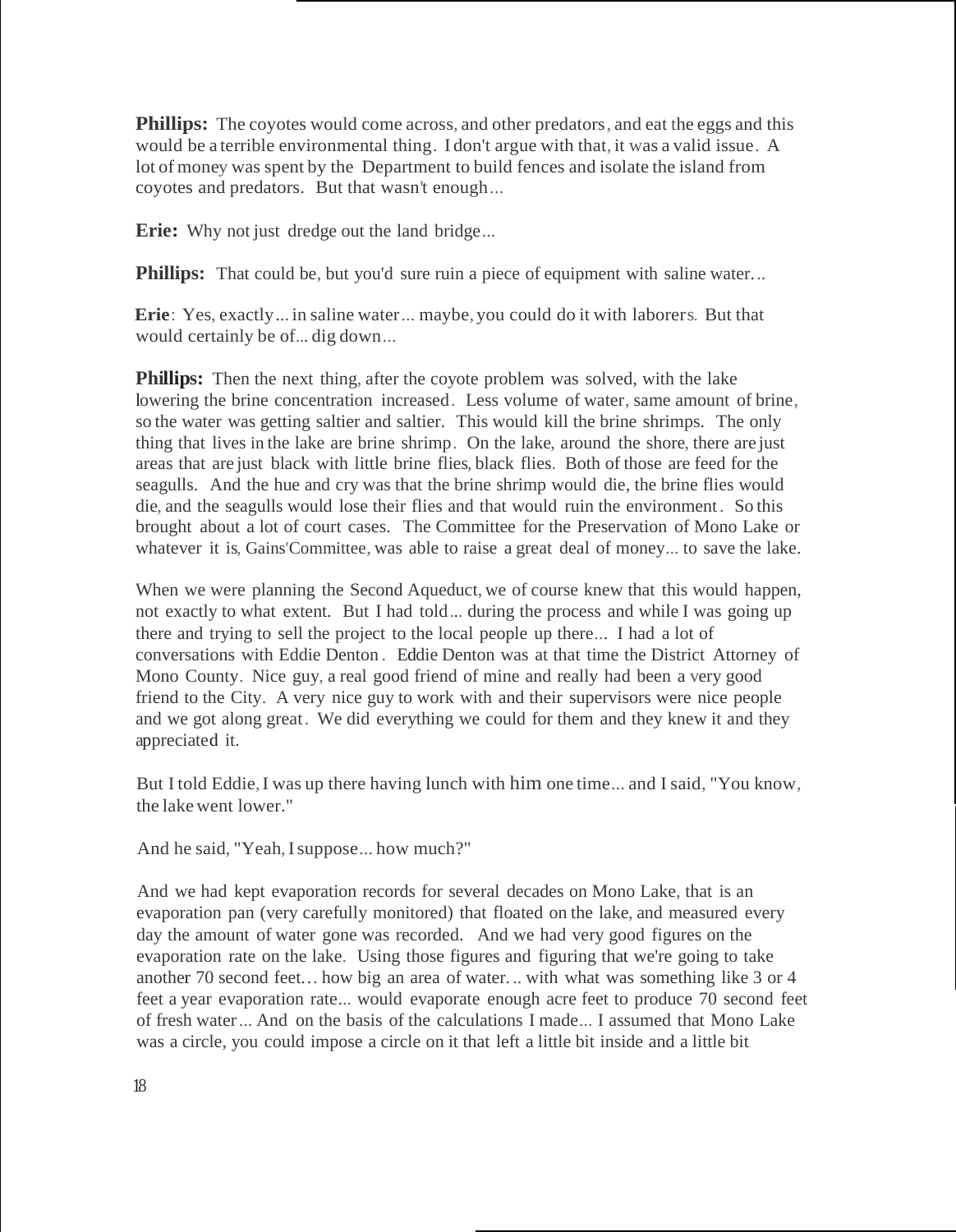**Phillips:** The coyotes would come across, and other predators, and eat the eggs and this would be a terrible environmental thing. I don't argue with that, it was a valid issue. A lot of money was spent by the Department to build fences and isolate the island from coyotes and predators. But that wasn't enough...

**Erie:** Why not just dredge out the land bridge...

**Phillips:** That could be, but you'd sure ruin a piece of equipment with saline water...

**Erie**: Yes, exactly... in saline water... maybe, you could do it with laborers. But that would certainly be of... dig down...

**Phillips:** Then the next thing, after the coyote problem was solved, with the lake lowering the brine concentration increased. Less volume of water, same amount of brine, so the water was getting saltier and saltier. This would kill the brine shrimps. The only thing that lives in the lake are brine shrimp. On the lake, around the shore, there are just areas that are just black with little brine flies, black flies. Both of those are feed for the seagulls. And the hue and cry was that the brine shrimp would die, the brine flies would die, and the seagulls would lose their flies and that would ruin the environment. So this brought about a lot of court cases. The Committee for the Preservation of Mono Lake or whatever it is, Gains'Committee, was able to raise a great deal of money... to save the lake.

When we were planning the Second Aqueduct, we of course knew that this would happen, not exactly to what extent. But I had told... during the process and while I was going up there and trying to sell the project to the local people up there... I had a lot of conversations with Eddie Denton. Eddie Denton was at that time the District Attorney of Mono County. Nice guy, a real good friend of mine and really had been a very good friend to the City. A very nice guy to work with and their supervisors were nice people and we got along great. We did everything we could for them and they knew it and they appreciated it.

But I told Eddie, I was up there having lunch with him one time... and I said, "You know, the lake went lower."

And he said, "Yeah, I suppose... how much?"

And we had kept evaporation records for several decades on Mono Lake, that is an evaporation pan (very carefully monitored) that floated on the lake, and measured every day the amount of water gone was recorded. And we had very good figures on the evaporation rate on the lake. Using those figures and figuring that we're going to take another 70 second feet... how big an area of water... with what was something like 3 or 4 feet a year evaporation rate... would evaporate enough acre feet to produce 70 second feet of fresh water... And on the basis of the calculations I made... I assumed that Mono Lake was a circle, you could impose a circle on it that left a little bit inside and a little bit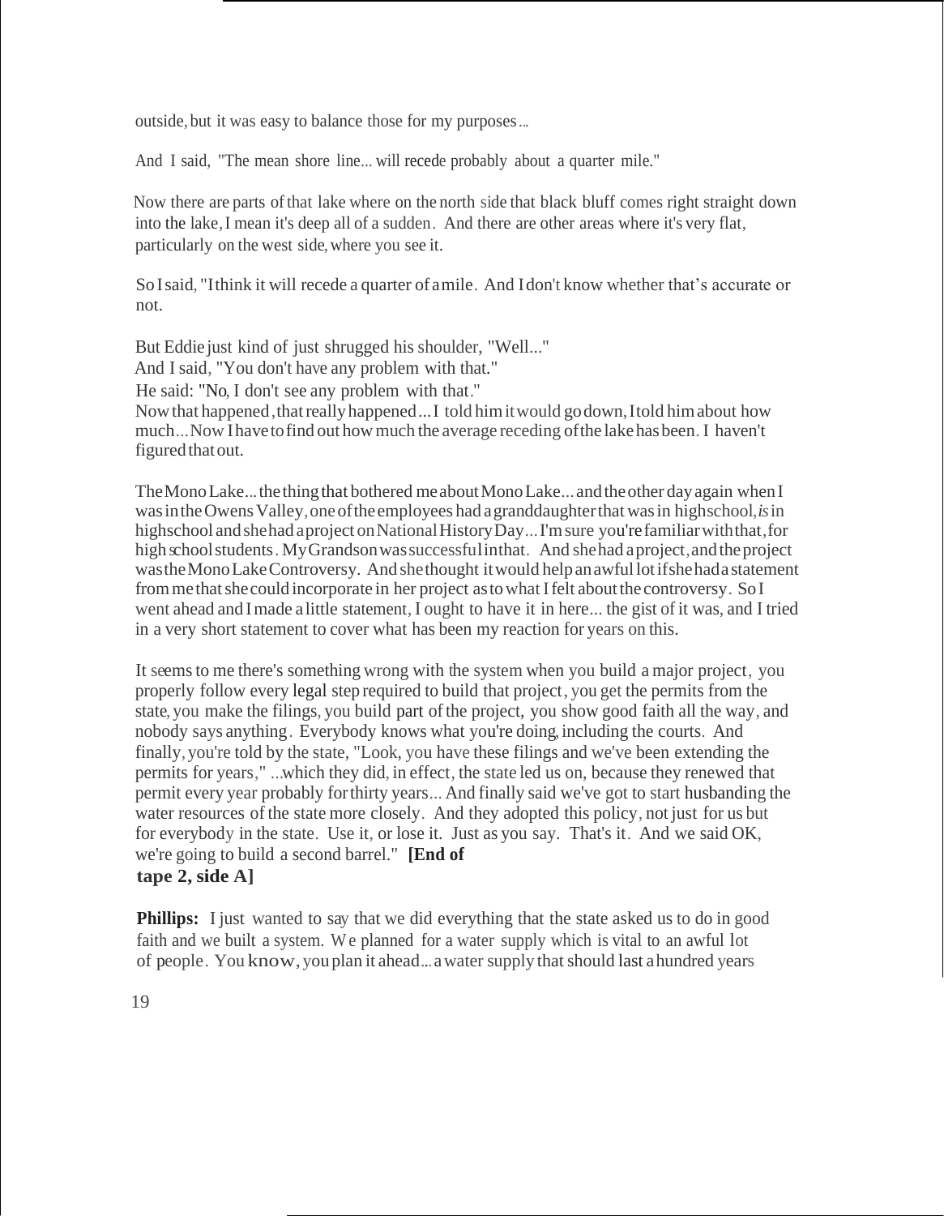outside, but it was easy to balance those for my purposes...

And I said, "The mean shore line... will recede probably about a quarter mile."

Now there are parts of that lake where on the north side that black bluff comes right straight down into the lake, I mean it's deep all of a sudden. And there are other areas where it's very flat, particularly on the west side, where you see it.

So I said, "I think it will recede a quarter of a mile. And I don't know whether that's accurate or not.

But Eddie just kind of just shrugged his shoulder, "Well..."
And I said, "You don't have any problem with that."
He said: "No, I don't see any problem with that."
Now that happened, that really happened... I told him it would go down, I told him about how much... Now I have to find out how much the average receding of the lake has been. I haven't figured that out.

The Mono Lake... the thing that bothered me about Mono Lake... and the other day again when I was in the Owens Valley, one of the employees had a granddaughter that was in high school, *is* in high school and she had a project on National History Day... I'm sure you're familiar with that, for high school students. My Grandson was successful in that. And she had a project, and the project was the Mono Lake Controversy. And she thought it would help an awful lot if she had a statement from me that she could incorporate in her project as to what I felt about the controversy. So I went ahead and I made a little statement, I ought to have it in here... the gist of it was, and I tried in a very short statement to cover what has been my reaction for years on this.

It seems to me there's something wrong with the system when you build a major project, you properly follow every legal step required to build that project, you get the permits from the state, you make the filings, you build part of the project, you show good faith all the way, and nobody says anything. Everybody knows what you're doing, including the courts. And finally, you're told by the state, "Look, you have these filings and we've been extending the permits for years," ...which they did, in effect, the state led us on, because they renewed that permit every year probably for thirty years... And finally said we've got to start husbanding the water resources of the state more closely. And they adopted this policy, not just for us but for everybody in the state. Use it, or lose it. Just as you say. That's it. And we said OK, we're going to build a second barrel." **[End of tape 2, side A]**

**Phillips:** I just wanted to say that we did everything that the state asked us to do in good faith and we built a system. We planned for a water supply which is vital to an awful lot of people. You know, you plan it ahead... a water supply that should last a hundred years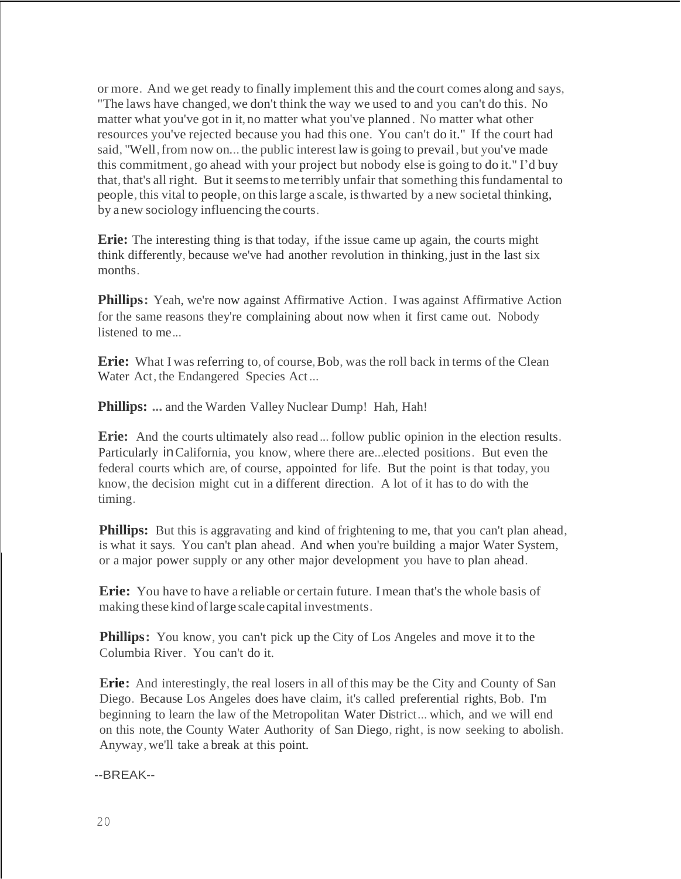or more. And we get ready to finally implement this and the court comes along and says, "The laws have changed, we don't think the way we used to and you can't do this. No matter what you've got in it, no matter what you've planned. No matter what other resources you've rejected because you had this one. You can't do it." If the court had said, "Well, from now on... the public interest law is going to prevail, but you've made this commitment, go ahead with your project but nobody else is going to do it." I'd buy that, that's all right. But it seems to me terribly unfair that something this fundamental to people, this vital to people, on this large a scale, is thwarted by a new societal thinking, by a new sociology influencing the courts.

**Erie:** The interesting thing is that today, if the issue came up again, the courts might think differently, because we've had another revolution in thinking, just in the last six months.

**Phillips:** Yeah, we're now against Affirmative Action. I was against Affirmative Action for the same reasons they're complaining about now when it first came out. Nobody listened to me...

**Erie:** What I was referring to, of course, Bob, was the roll back in terms of the Clean Water Act, the Endangered Species Act...

**Phillips:** ... and the Warden Valley Nuclear Dump! Hah, Hah!

**Erie:** And the courts ultimately also read... follow public opinion in the election results. Particularly in California, you know, where there are...elected positions. But even the federal courts which are, of course, appointed for life. But the point is that today, you know, the decision might cut in a different direction. A lot of it has to do with the timing.

**Phillips:** But this is aggravating and kind of frightening to me, that you can't plan ahead, is what it says. You can't plan ahead. And when you're building a major Water System, or a major power supply or any other major development you have to plan ahead.

**Erie:** You have to have a reliable or certain future. I mean that's the whole basis of making these kind of large scale capital investments.

**Phillips:** You know, you can't pick up the City of Los Angeles and move it to the Columbia River. You can't do it.

**Erie:** And interestingly, the real losers in all of this may be the City and County of San Diego. Because Los Angeles does have claim, it's called preferential rights, Bob. I'm beginning to learn the law of the Metropolitan Water District... which, and we will end on this note, the County Water Authority of San Diego, right, is now seeking to abolish. Anyway, we'll take a break at this point.

--BREAK--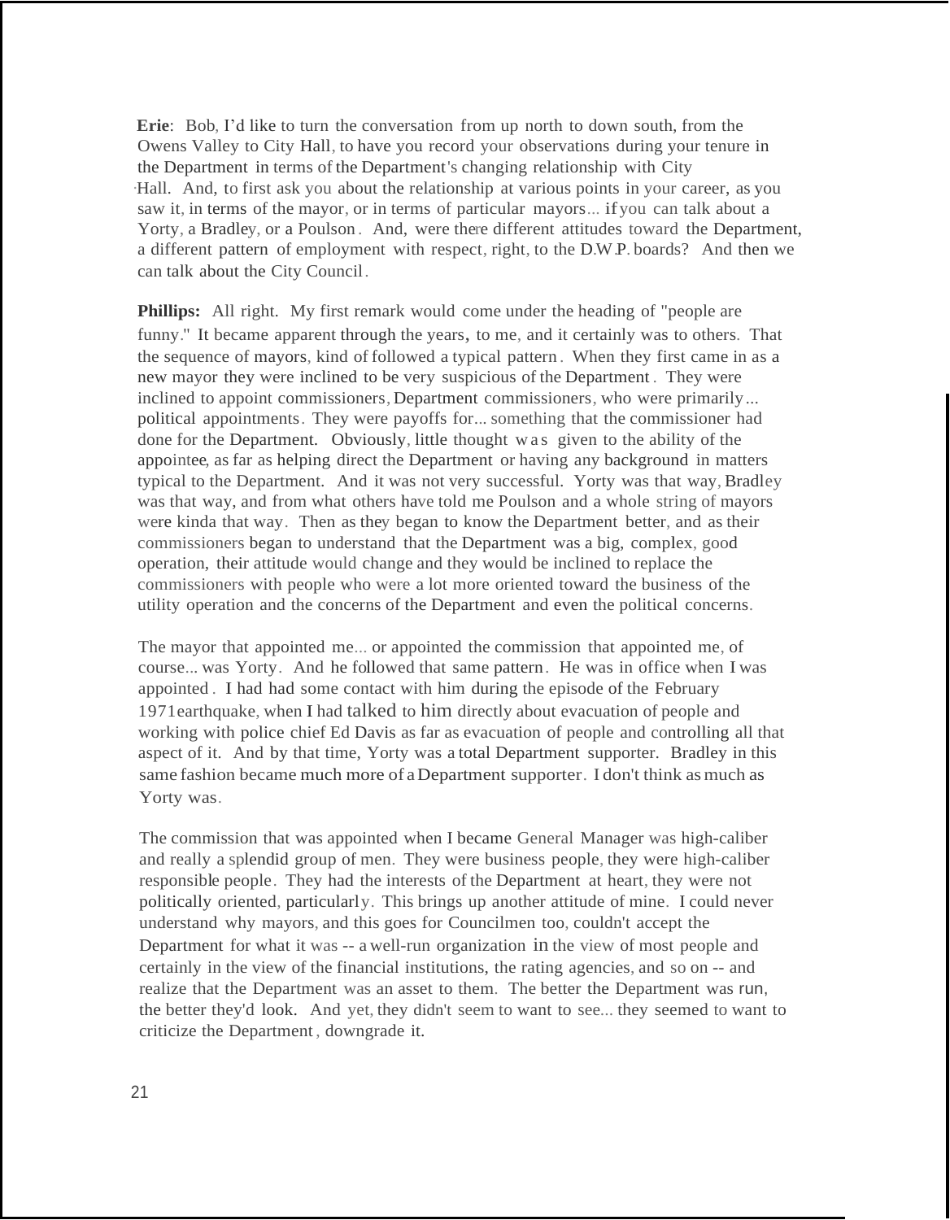**Erie**: Bob, I'd like to turn the conversation from up north to down south, from the Owens Valley to City Hall, to have you record your observations during your tenure in the Department in terms of the Department's changing relationship with City Hall. And, to first ask you about the relationship at various points in your career, as you saw it, in terms of the mayor, or in terms of particular mayors... if you can talk about a Yorty, a Bradley, or a Poulson. And, were there different attitudes toward the Department, a different pattern of employment with respect, right, to the D.W.P. boards? And then we can talk about the City Council.

**Phillips:** All right. My first remark would come under the heading of "people are funny." It became apparent through the years, to me, and it certainly was to others. That the sequence of mayors, kind of followed a typical pattern. When they first came in as a new mayor they were inclined to be very suspicious of the Department. They were inclined to appoint commissioners, Department commissioners, who were primarily... political appointments. They were payoffs for... something that the commissioner had done for the Department. Obviously, little thought was given to the ability of the appointee, as far as helping direct the Department or having any background in matters typical to the Department. And it was not very successful. Yorty was that way, Bradley was that way, and from what others have told me Poulson and a whole string of mayors were kinda that way. Then as they began to know the Department better, and as their commissioners began to understand that the Department was a big, complex, good operation, their attitude would change and they would be inclined to replace the commissioners with people who were a lot more oriented toward the business of the utility operation and the concerns of the Department and even the political concerns.

The mayor that appointed me... or appointed the commission that appointed me, of course... was Yorty. And he followed that same pattern. He was in office when I was appointed. I had had some contact with him during the episode of the February 1971 earthquake, when I had talked to him directly about evacuation of people and working with police chief Ed Davis as far as evacuation of people and controlling all that aspect of it. And by that time, Yorty was a total Department supporter. Bradley in this same fashion became much more of a Department supporter. I don't think as much as Yorty was.

The commission that was appointed when I became General Manager was high-caliber and really a splendid group of men. They were business people, they were high-caliber responsible people. They had the interests of the Department at heart, they were not politically oriented, particularly. This brings up another attitude of mine. I could never understand why mayors, and this goes for Councilmen too, couldn't accept the Department for what it was -- a well-run organization in the view of most people and certainly in the view of the financial institutions, the rating agencies, and so on -- and realize that the Department was an asset to them. The better the Department was run, the better they'd look. And yet, they didn't seem to want to see... they seemed to want to criticize the Department, downgrade it.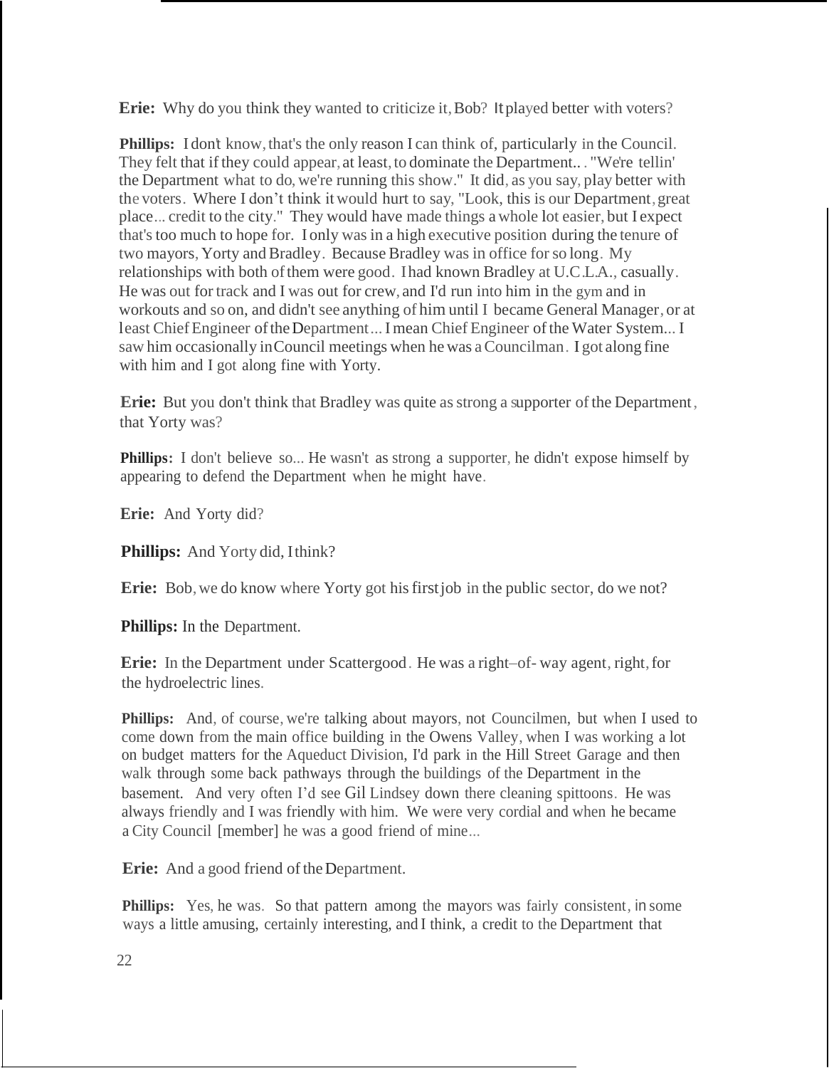**Erie:** Why do you think they wanted to criticize it, Bob? It played better with voters?

**Phillips:** I don't know, that's the only reason I can think of, particularly in the Council. They felt that if they could appear, at least, to dominate the Department.. . "We're tellin' the Department what to do, we're running this show." It did, as you say, play better with the voters. Where I don't think it would hurt to say, "Look, this is our Department, great place... credit to the city." They would have made things a whole lot easier, but I expect that's too much to hope for. I only was in a high executive position during the tenure of two mayors, Yorty and Bradley. Because Bradley was in office for so long. My relationships with both of them were good. I had known Bradley at U.C.L.A., casually. He was out for track and I was out for crew, and I'd run into him in the gym and in workouts and so on, and didn't see anything of him until I became General Manager, or at least Chief Engineer of the Department... I mean Chief Engineer of the Water System... I saw him occasionally in Council meetings when he was a Councilman. I got along fine with him and I got along fine with Yorty.

**Erie:** But you don't think that Bradley was quite as strong a supporter of the Department, that Yorty was?

**Phillips:** I don't believe so... He wasn't as strong a supporter, he didn't expose himself by appearing to defend the Department when he might have.

**Erie:** And Yorty did?

**Phillips:** And Yorty did, I think?

**Erie:** Bob, we do know where Yorty got his first job in the public sector, do we not?

**Phillips:** In the Department.

**Erie:** In the Department under Scattergood. He was a right–of- way agent, right, for the hydroelectric lines.

**Phillips:** And, of course, we're talking about mayors, not Councilmen, but when I used to come down from the main office building in the Owens Valley, when I was working a lot on budget matters for the Aqueduct Division, I'd park in the Hill Street Garage and then walk through some back pathways through the buildings of the Department in the basement. And very often I'd see Gil Lindsey down there cleaning spittoons. He was always friendly and I was friendly with him. We were very cordial and when he became a City Council [member] he was a good friend of mine...

**Erie:** And a good friend of the Department.

**Phillips:** Yes, he was. So that pattern among the mayors was fairly consistent, in some ways a little amusing, certainly interesting, and I think, a credit to the Department that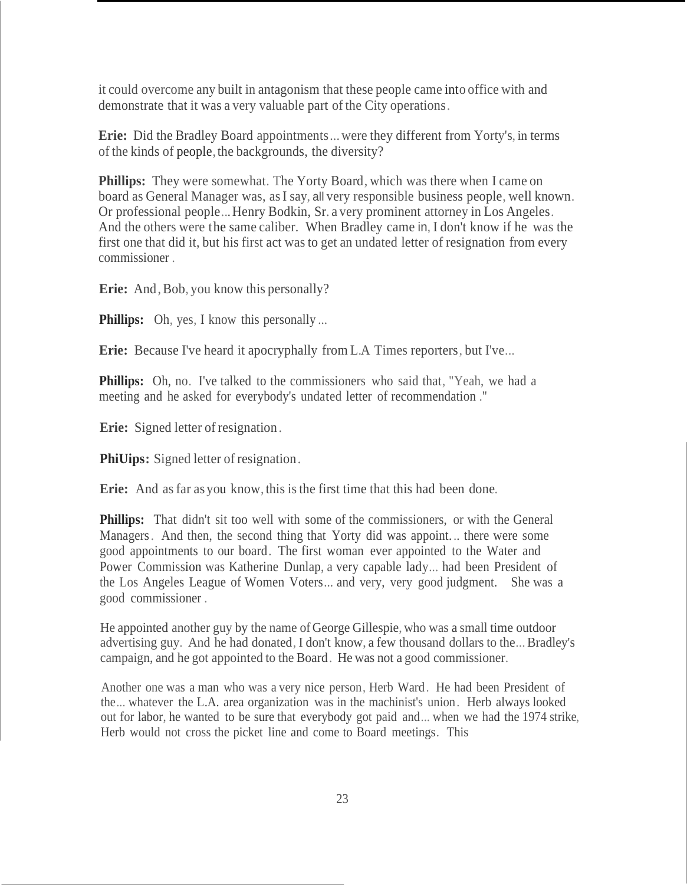it could overcome any built in antagonism that these people came into office with and demonstrate that it was a very valuable part of the City operations.

**Erie:** Did the Bradley Board appointments... were they different from Yorty's, in terms of the kinds of people, the backgrounds, the diversity?

**Phillips:** They were somewhat. The Yorty Board, which was there when I came on board as General Manager was, as I say, all very responsible business people, well known. Or professional people... Henry Bodkin, Sr. a very prominent attorney in Los Angeles. And the others were the same caliber. When Bradley came in, I don't know if he was the first one that did it, but his first act was to get an undated letter of resignation from every commissioner.

**Erie:** And, Bob, you know this personally?

**Phillips:** Oh, yes, I know this personally...

**Erie:** Because I've heard it apocryphally from L.A Times reporters, but I've...

**Phillips:** Oh, no. I've talked to the commissioners who said that, "Yeah, we had a meeting and he asked for everybody's undated letter of recommendation."

**Erie:** Signed letter of resignation.

**PhiUips:** Signed letter of resignation.

**Erie:** And as far as you know, this is the first time that this had been done.

**Phillips:** That didn't sit too well with some of the commissioners, or with the General Managers. And then, the second thing that Yorty did was appoint... there were some good appointments to our board. The first woman ever appointed to the Water and Power Commission was Katherine Dunlap, a very capable lady... had been President of the Los Angeles League of Women Voters... and very, very good judgment. She was a good commissioner.

He appointed another guy by the name of George Gillespie, who was a small time outdoor advertising guy. And he had donated, I don't know, a few thousand dollars to the... Bradley's campaign, and he got appointed to the Board. He was not a good commissioner.

Another one was a man who was a very nice person, Herb Ward. He had been President of the... whatever the L.A. area organization was in the machinist's union. Herb always looked out for labor, he wanted to be sure that everybody got paid and... when we had the 1974 strike, Herb would not cross the picket line and come to Board meetings. This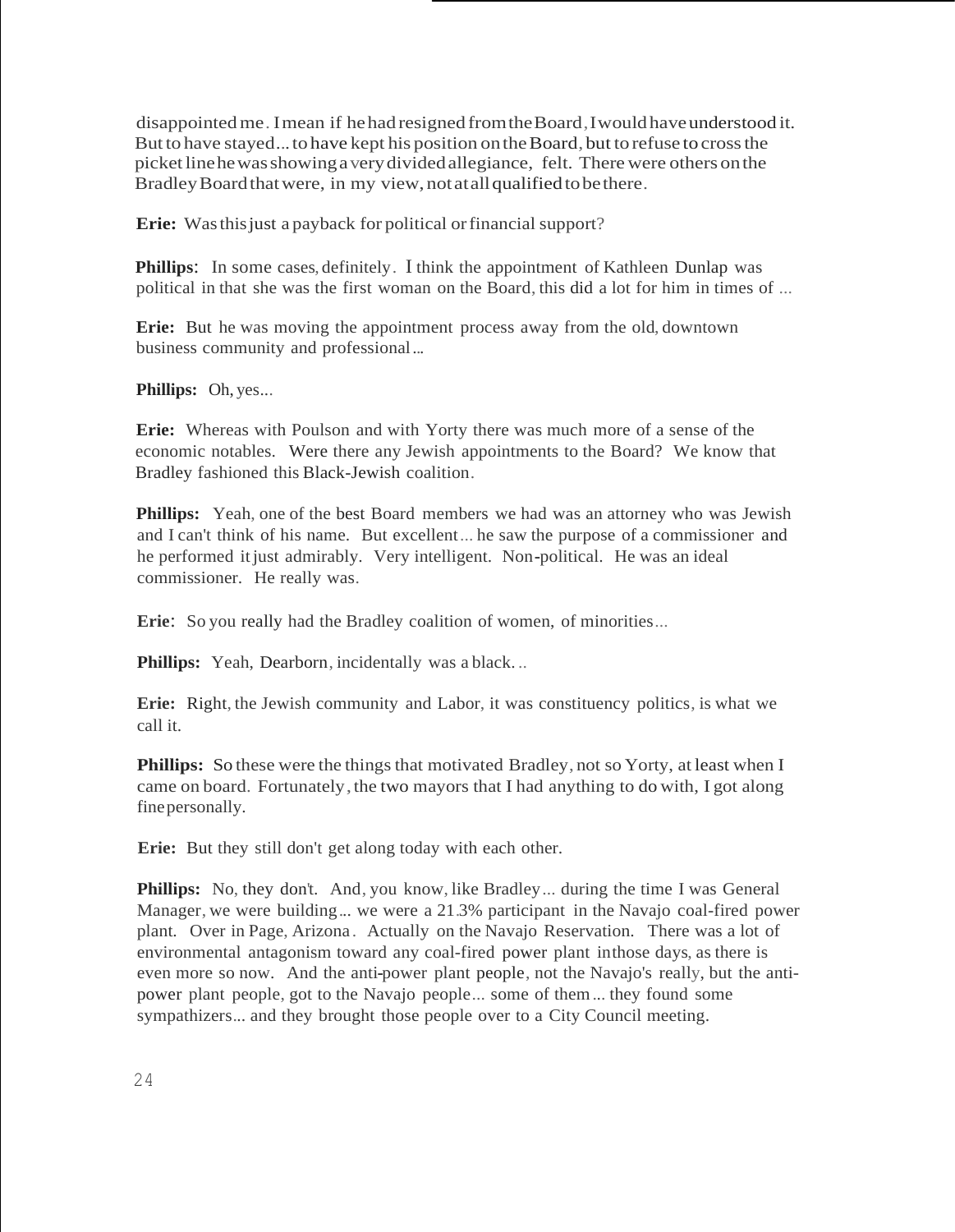disappointed me. I mean if he had resigned from the Board, I would have understood it. But to have stayed... to have kept his position on the Board, but to refuse to cross the picket line he was showing a very divided allegiance, felt. There were others on the Bradley Board that were, in my view, not at all qualified to be there.

**Erie:** Was this just a payback for political or financial support?

**Phillips:** In some cases, definitely. I think the appointment of Kathleen Dunlap was political in that she was the first woman on the Board, this did a lot for him in times of ...

**Erie:** But he was moving the appointment process away from the old, downtown business community and professional...

**Phillips:** Oh, yes...

**Erie:** Whereas with Poulson and with Yorty there was much more of a sense of the economic notables. Were there any Jewish appointments to the Board? We know that Bradley fashioned this Black-Jewish coalition.

**Phillips:** Yeah, one of the best Board members we had was an attorney who was Jewish and I can't think of his name. But excellent... he saw the purpose of a commissioner and he performed it just admirably. Very intelligent. Non-political. He was an ideal commissioner. He really was.

**Erie:** So you really had the Bradley coalition of women, of minorities...

**Phillips:** Yeah, Dearborn, incidentally was a black...

**Erie:** Right, the Jewish community and Labor, it was constituency politics, is what we call it.

**Phillips:** So these were the things that motivated Bradley, not so Yorty, at least when I came on board. Fortunately, the two mayors that I had anything to do with, I got along fine personally.

**Erie:** But they still don't get along today with each other.

**Phillips:** No, they don't. And, you know, like Bradley... during the time I was General Manager, we were building... we were a 21.3% participant in the Navajo coal-fired power plant. Over in Page, Arizona. Actually on the Navajo Reservation. There was a lot of environmental antagonism toward any coal-fired power plant in those days, as there is even more so now. And the anti-power plant people, not the Navajo's really, but the anti-power plant people, got to the Navajo people... some of them... they found some sympathizers... and they brought those people over to a City Council meeting.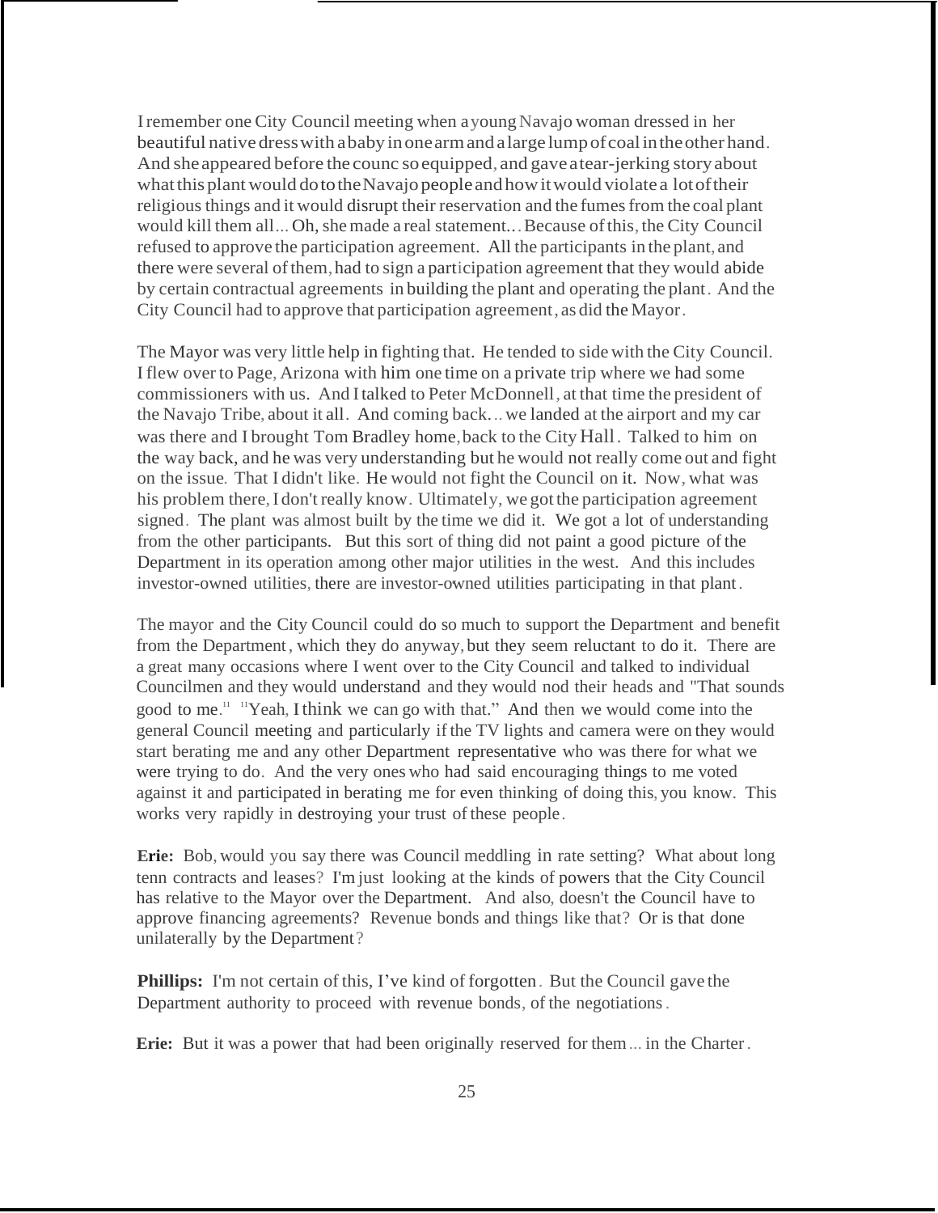I remember one City Council meeting when a young Navajo woman dressed in her beautiful native dress with a baby in one arm and a large lump of coal in the other hand. And she appeared before the counc so equipped, and gave a tear-jerking story about what this plant would do to the Navajo people and how it would violate a lot of their religious things and it would disrupt their reservation and the fumes from the coal plant would kill them all... Oh, she made a real statement... Because of this, the City Council refused to approve the participation agreement. All the participants in the plant, and there were several of them, had to sign a participation agreement that they would abide by certain contractual agreements in building the plant and operating the plant. And the City Council had to approve that participation agreement, as did the Mayor.

The Mayor was very little help in fighting that. He tended to side with the City Council. I flew over to Page, Arizona with him one time on a private trip where we had some commissioners with us. And I talked to Peter McDonnell, at that time the president of the Navajo Tribe, about it all. And coming back... we landed at the airport and my car was there and I brought Tom Bradley home, back to the City Hall. Talked to him on the way back, and he was very understanding but he would not really come out and fight on the issue. That I didn't like. He would not fight the Council on it. Now, what was his problem there, I don't really know. Ultimately, we got the participation agreement signed. The plant was almost built by the time we did it. We got a lot of understanding from the other participants. But this sort of thing did not paint a good picture of the Department in its operation among other major utilities in the west. And this includes investor-owned utilities, there are investor-owned utilities participating in that plant.

The mayor and the City Council could do so much to support the Department and benefit from the Department, which they do anyway, but they seem reluctant to do it. There are a great many occasions where I went over to the City Council and talked to individual Councilmen and they would understand and they would nod their heads and "That sounds good to me." "Yeah, I think we can go with that." And then we would come into the general Council meeting and particularly if the TV lights and camera were on they would start berating me and any other Department representative who was there for what we were trying to do. And the very ones who had said encouraging things to me voted against it and participated in berating me for even thinking of doing this, you know. This works very rapidly in destroying your trust of these people.

**Erie:** Bob, would you say there was Council meddling in rate setting? What about long tenn contracts and leases? I'm just looking at the kinds of powers that the City Council has relative to the Mayor over the Department. And also, doesn't the Council have to approve financing agreements? Revenue bonds and things like that? Or is that done unilaterally by the Department?

**Phillips:** I'm not certain of this, I've kind of forgotten. But the Council gave the Department authority to proceed with revenue bonds, of the negotiations.

**Erie:** But it was a power that had been originally reserved for them... in the Charter.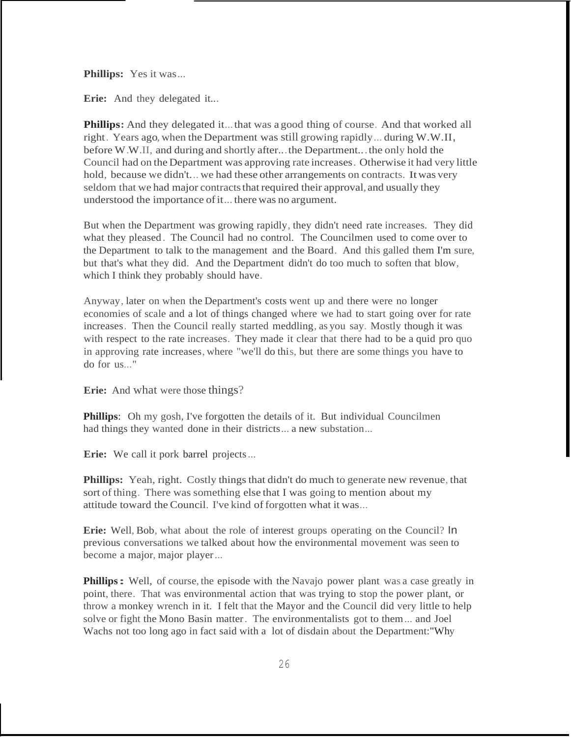**Phillips:** Yes it was...

**Erie:** And they delegated it...

**Phillips:** And they delegated it...that was a good thing of course. And that worked all right. Years ago, when the Department was still growing rapidly... during W.W.II, before W.W.II, and during and shortly after...the Department...the only hold the Council had on the Department was approving rate increases. Otherwise it had very little hold, because we didn't... we had these other arrangements on contracts. It was very seldom that we had major contracts that required their approval, and usually they understood the importance of it... there was no argument.

But when the Department was growing rapidly, they didn't need rate increases. They did what they pleased. The Council had no control. The Councilmen used to come over to the Department to talk to the management and the Board. And this galled them I'm sure, but that's what they did. And the Department didn't do too much to soften that blow, which I think they probably should have.

Anyway, later on when the Department's costs went up and there were no longer economies of scale and a lot of things changed where we had to start going over for rate increases. Then the Council really started meddling, as you say. Mostly though it was with respect to the rate increases. They made it clear that there had to be a quid pro quo in approving rate increases, where "we'll do this, but there are some things you have to do for us..."

**Erie:** And what were those things?

**Phillips**: Oh my gosh, I've forgotten the details of it. But individual Councilmen had things they wanted done in their districts... a new substation...

**Erie:** We call it pork barrel projects...

**Phillips:** Yeah, right. Costly things that didn't do much to generate new revenue, that sort of thing. There was something else that I was going to mention about my attitude toward the Council. I've kind of forgotten what it was...

**Erie:** Well, Bob, what about the role of interest groups operating on the Council? In previous conversations we talked about how the environmental movement was seen to become a major, major player...

**Phillips:** Well, of course, the episode with the Navajo power plant was a case greatly in point, there. That was environmental action that was trying to stop the power plant, or throw a monkey wrench in it. I felt that the Mayor and the Council did very little to help solve or fight the Mono Basin matter. The environmentalists got to them... and Joel Wachs not too long ago in fact said with a lot of disdain about the Department:"Why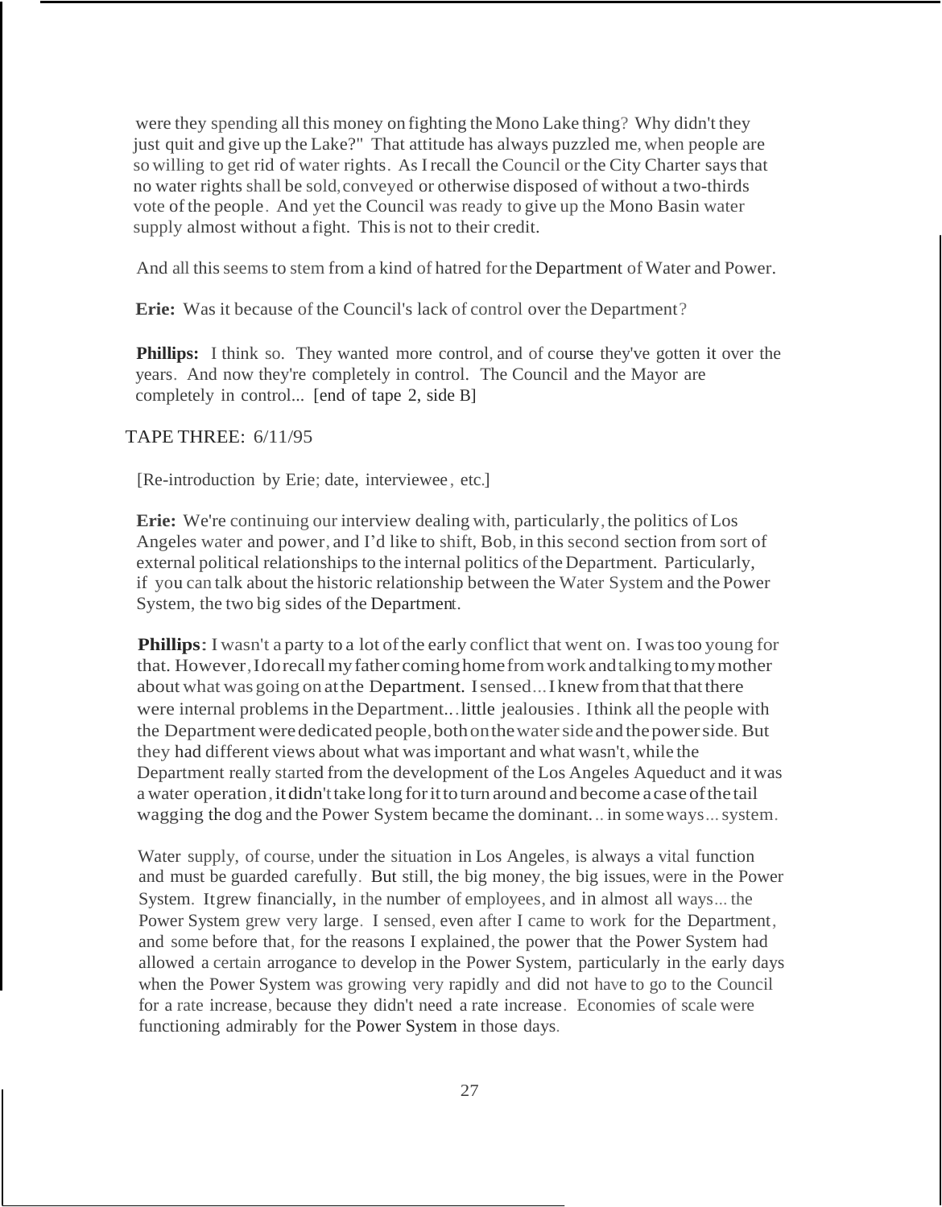were they spending all this money on fighting the Mono Lake thing? Why didn't they just quit and give up the Lake?" That attitude has always puzzled me, when people are so willing to get rid of water rights. As I recall the Council or the City Charter says that no water rights shall be sold, conveyed or otherwise disposed of without a two-thirds vote of the people. And yet the Council was ready to give up the Mono Basin water supply almost without a fight. This is not to their credit.

And all this seems to stem from a kind of hatred for the Department of Water and Power.

**Erie:** Was it because of the Council's lack of control over the Department?

**Phillips:** I think so. They wanted more control, and of course they've gotten it over the years. And now they're completely in control. The Council and the Mayor are completely in control... [end of tape 2, side B]

TAPE THREE: 6/11/95

[Re-introduction by Erie; date, interviewee, etc.]

**Erie:** We're continuing our interview dealing with, particularly, the politics of Los Angeles water and power, and I'd like to shift, Bob, in this second section from sort of external political relationships to the internal politics of the Department. Particularly, if you can talk about the historic relationship between the Water System and the Power System, the two big sides of the Department.

**Phillips:** I wasn't a party to a lot of the early conflict that went on. I was too young for that. However, I do recall my father coming home from work and talking to my mother about what was going on at the Department. I sensed... I knew from that that there were internal problems in the Department... little jealousies. I think all the people with the Department were dedicated people, both on the water side and the power side. But they had different views about what was important and what wasn't, while the Department really started from the development of the Los Angeles Aqueduct and it was a water operation, it didn't take long for it to turn around and become a case of the tail wagging the dog and the Power System became the dominant... in some ways... system.

Water supply, of course, under the situation in Los Angeles, is always a vital function and must be guarded carefully. But still, the big money, the big issues, were in the Power System. It grew financially, in the number of employees, and in almost all ways... the Power System grew very large. I sensed, even after I came to work for the Department, and some before that, for the reasons I explained, the power that the Power System had allowed a certain arrogance to develop in the Power System, particularly in the early days when the Power System was growing very rapidly and did not have to go to the Council for a rate increase, because they didn't need a rate increase. Economies of scale were functioning admirably for the Power System in those days.